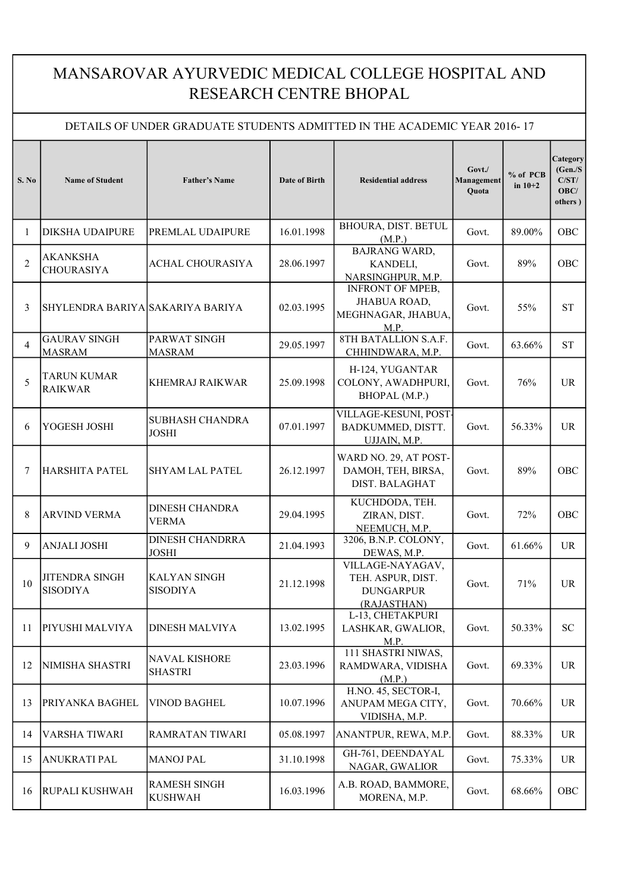# MANSAROVAR AYURVEDIC MEDICAL COLLEGE HOSPITAL AND RESEARCH CENTRE BHOPAL

## DETAILS OF UNDER GRADUATE STUDENTS ADMITTED IN THE ACADEMIC YEAR 2016- 17

| S. No | Name of Student | Father's Name | Date of Birth | Residential address | Govt./ Management Quota | % of PCB in 10+2 | Category (Gen./SC/ST/ OBC/ others ) |
|---|---|---|---|---|---|---|---|
| 1 | DIKSHA UDAIPURE | PREMLAL UDAIPURE | 16.01.1998 | BHOURA, DIST. BETUL (M.P.) | Govt. | 89.00% | OBC |
| 2 | AKANKSHA CHOURASIYA | ACHAL CHOURASIYA | 28.06.1997 | BAJRANG WARD, KANDELI, NARSINGHPUR, M.P. | Govt. | 89% | OBC |
| 3 | SHYLENDRA BARIYA | SAKARIYA BARIYA | 02.03.1995 | INFRONT OF MPEB, JHABUA ROAD, MEGHNAGAR, JHABUA, M.P. | Govt. | 55% | ST |
| 4 | GAURAV SINGH MASRAM | PARWAT SINGH MASRAM | 29.05.1997 | 8TH BATALLION S.A.F. CHHINDWARA, M.P. | Govt. | 63.66% | ST |
| 5 | TARUN KUMAR RAIKWAR | KHEMRAJ RAIKWAR | 25.09.1998 | H-124, YUGANTAR COLONY, AWADHPURI, BHOPAL (M.P.) | Govt. | 76% | UR |
| 6 | YOGESH JOSHI | SUBHASH CHANDRA JOSHI | 07.01.1997 | VILLAGE-KESUNI, POST-BADKUMMED, DISTT. UJJAIN, M.P. | Govt. | 56.33% | UR |
| 7 | HARSHITA PATEL | SHYAM LAL PATEL | 26.12.1997 | WARD NO. 29, AT POST-DAMOH, TEH, BIRSA, DIST. BALAGHAT | Govt. | 89% | OBC |
| 8 | ARVIND VERMA | DINESH CHANDRA VERMA | 29.04.1995 | KUCHDODA, TEH. ZIRAN, DIST. NEEMUCH, M.P. | Govt. | 72% | OBC |
| 9 | ANJALI JOSHI | DINESH CHANDRRA JOSHI | 21.04.1993 | 3206, B.N.P. COLONY, DEWAS, M.P. | Govt. | 61.66% | UR |
| 10 | JITENDRA SINGH SISODIYA | KALYAN SINGH SISODIYA | 21.12.1998 | VILLAGE-NAYAGAV, TEH. ASPUR, DIST. DUNGARPUR (RAJASTHAN) | Govt. | 71% | UR |
| 11 | PIYUSHI MALVIYA | DINESH MALVIYA | 13.02.1995 | L-13, CHETAKPURI LASHKAR, GWALIOR, M.P. | Govt. | 50.33% | SC |
| 12 | NIMISHA SHASTRI | NAVAL KISHORE SHASTRI | 23.03.1996 | 111 SHASTRI NIWAS, RAMDWARA, VIDISHA (M.P.) | Govt. | 69.33% | UR |
| 13 | PRIYANKA BAGHEL | VINOD BAGHEL | 10.07.1996 | H.NO. 45, SECTOR-I, ANUPAM MEGA CITY, VIDISHA, M.P. | Govt. | 70.66% | UR |
| 14 | VARSHA TIWARI | RAMRATAN TIWARI | 05.08.1997 | ANANTPUR, REWA, M.P. | Govt. | 88.33% | UR |
| 15 | ANUKRATI PAL | MANOJ PAL | 31.10.1998 | GH-761, DEENDAYAL NAGAR, GWALIOR | Govt. | 75.33% | UR |
| 16 | RUPALI KUSHWAH | RAMESH SINGH KUSHWAH | 16.03.1996 | A.B. ROAD, BAMMORE, MORENA, M.P. | Govt. | 68.66% | OBC |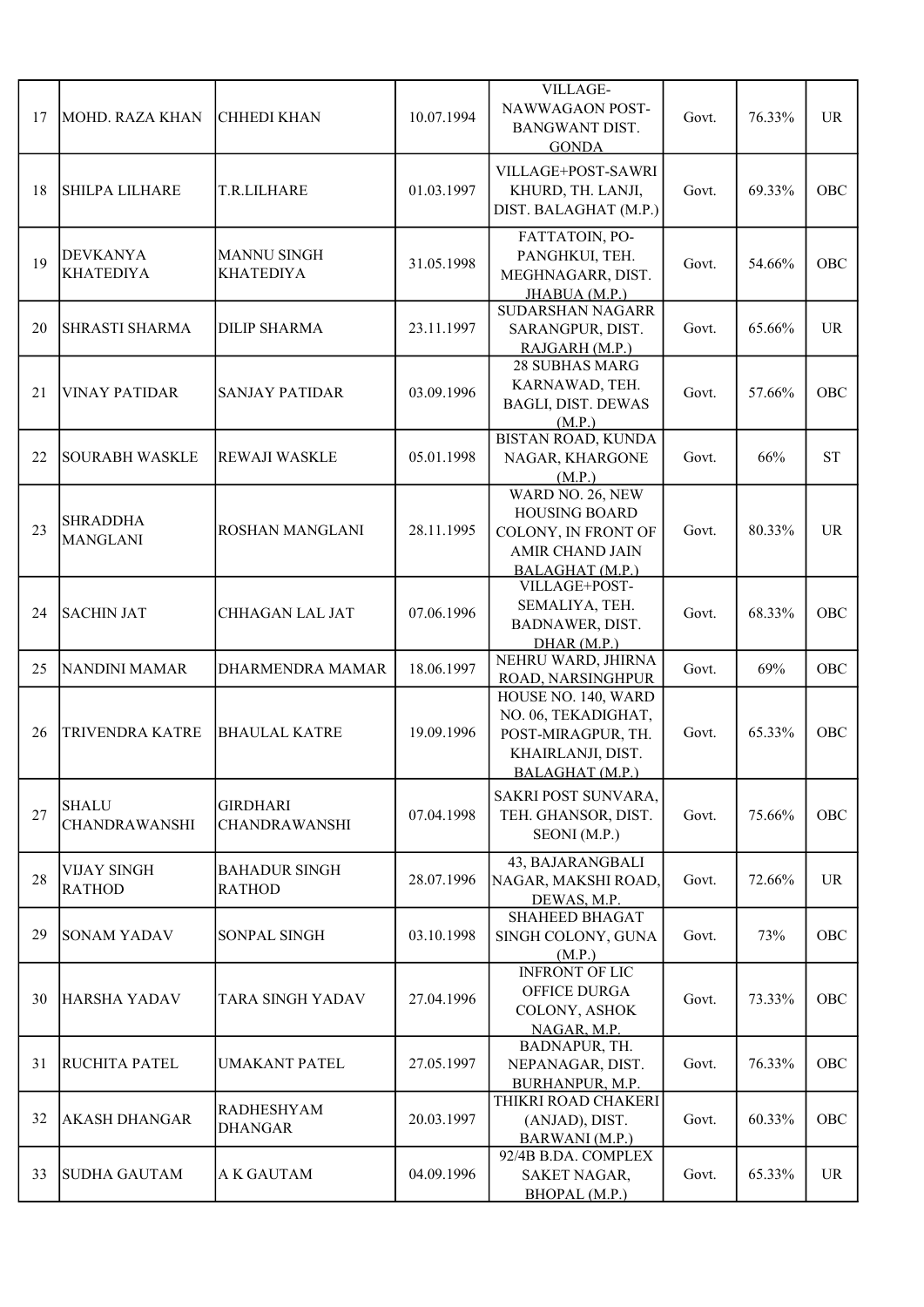| 17 | MOHD. RAZA KHAN | CHHEDI KHAN | 10.07.1994 | VILLAGE-NAWWAGAON POST-BANGWANT DIST. GONDA | Govt. | 76.33% | UR |
|---|---|---|---|---|---|---|---|
| 18 | SHILPA LILHARE | T.R.LILHARE | 01.03.1997 | VILLAGE+POST-SAWRI KHURD, TH. LANJI, DIST. BALAGHAT (M.P.) | Govt. | 69.33% | OBC |
| 19 | DEVKANYA KHATEDIYA | MANNU SINGH KHATEDIYA | 31.05.1998 | FATTATOIN, PO-PANGHKUI, TEH. MEGHNAGARR, DIST. JHABUA (M.P.) | Govt. | 54.66% | OBC |
| 20 | SHRASTI SHARMA | DILIP SHARMA | 23.11.1997 | SUDARSHAN NAGARR SARANGPUR, DIST. RAJGARH (M.P.) | Govt. | 65.66% | UR |
| 21 | VINAY PATIDAR | SANJAY PATIDAR | 03.09.1996 | 28 SUBHAS MARG KARNAWAD, TEH. BAGLI, DIST. DEWAS (M.P.) | Govt. | 57.66% | OBC |
| 22 | SOURABH WASKLE | REWAJI WASKLE | 05.01.1998 | BISTAN ROAD, KUNDA NAGAR, KHARGONE (M.P.) | Govt. | 66% | ST |
| 23 | SHRADDHA MANGLANI | ROSHAN MANGLANI | 28.11.1995 | WARD NO. 26, NEW HOUSING BOARD COLONY, IN FRONT OF AMIR CHAND JAIN BALAGHAT (M.P.) | Govt. | 80.33% | UR |
| 24 | SACHIN JAT | CHHAGAN LAL JAT | 07.06.1996 | VILLAGE+POST-SEMALIYA, TEH. BADNAWER, DIST. DHAR (M.P.) | Govt. | 68.33% | OBC |
| 25 | NANDINI MAMAR | DHARMENDRA MAMAR | 18.06.1997 | NEHRU WARD, JHIRNA ROAD, NARSINGHPUR | Govt. | 69% | OBC |
| 26 | TRIVENDRA KATRE | BHAULAL KATRE | 19.09.1996 | HOUSE NO. 140, WARD NO. 06, TEKADIGHAT, POST-MIRAGPUR, TH. KHAIRLANJI, DIST. BALAGHAT (M.P.) | Govt. | 65.33% | OBC |
| 27 | SHALU CHANDRAWANSHI | GIRDHARI CHANDRAWANSHI | 07.04.1998 | SAKRI POST SUNVARA, TEH. GHANSOR, DIST. SEONI (M.P.) | Govt. | 75.66% | OBC |
| 28 | VIJAY SINGH RATHOD | BAHADUR SINGH RATHOD | 28.07.1996 | 43, BAJARANGBALI NAGAR, MAKSHI ROAD, DEWAS, M.P. | Govt. | 72.66% | UR |
| 29 | SONAM YADAV | SONPAL SINGH | 03.10.1998 | SHAHEED BHAGAT SINGH COLONY, GUNA (M.P.) | Govt. | 73% | OBC |
| 30 | HARSHA YADAV | TARA SINGH YADAV | 27.04.1996 | INFRONT OF LIC OFFICE DURGA COLONY, ASHOK NAGAR, M.P. | Govt. | 73.33% | OBC |
| 31 | RUCHITA PATEL | UMAKANT PATEL | 27.05.1997 | BADNAPUR, TH. NEPANAGAR, DIST. BURHANPUR, M.P. | Govt. | 76.33% | OBC |
| 32 | AKASH DHANGAR | RADHESHYAM DHANGAR | 20.03.1997 | THIKRI ROAD CHAKERI (ANJAD), DIST. BARWANI (M.P.) | Govt. | 60.33% | OBC |
| 33 | SUDHA GAUTAM | A K GAUTAM | 04.09.1996 | 92/4B B.DA. COMPLEX SAKET NAGAR, BHOPAL (M.P.) | Govt. | 65.33% | UR |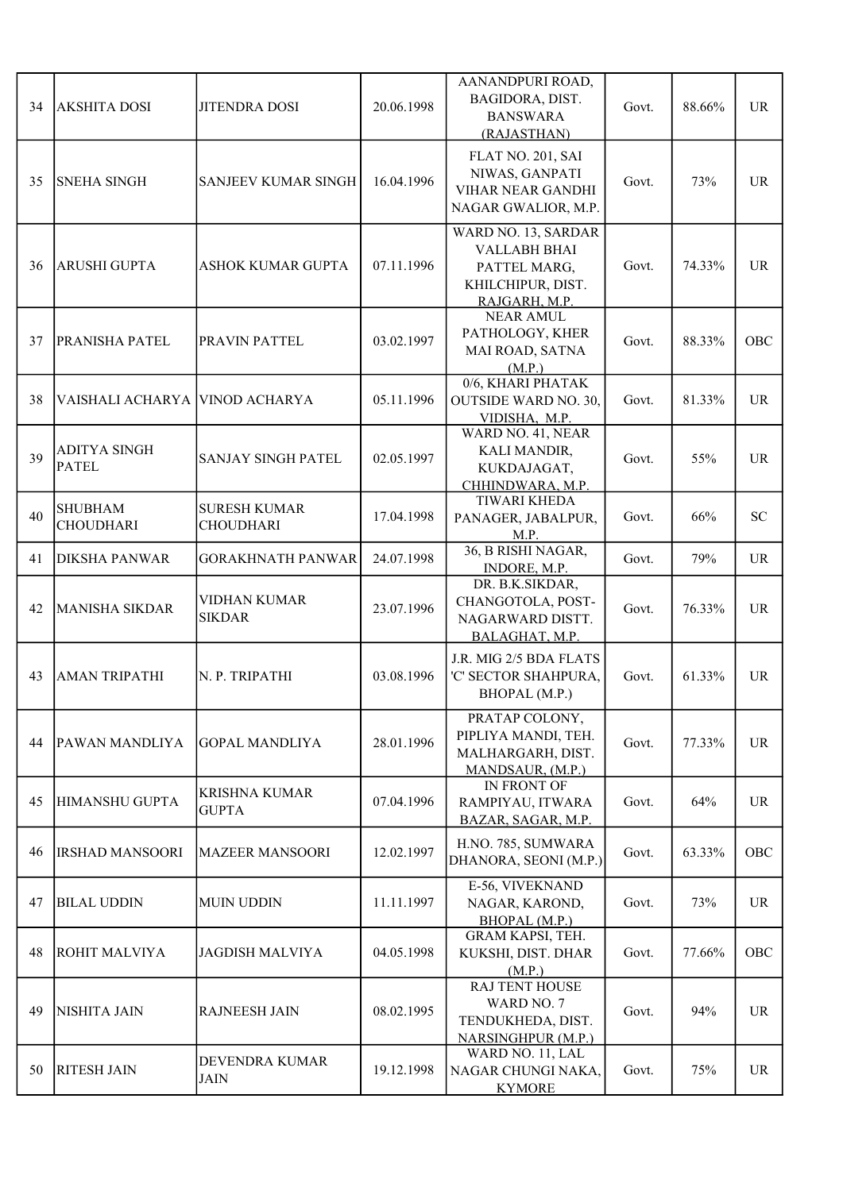| 34 | AKSHITA DOSI | JITENDRA DOSI | 20.06.1998 | AANANDPURI ROAD, BAGIDORA, DIST. BANSWARA (RAJASTHAN) | Govt. | 88.66% | UR |
|---|---|---|---|---|---|---|---|
| 35 | SNEHA SINGH | SANJEEV KUMAR SINGH | 16.04.1996 | FLAT NO. 201, SAI NIWAS, GANPATI VIHAR NEAR GANDHI NAGAR GWALIOR, M.P. | Govt. | 73% | UR |
| 36 | ARUSHI GUPTA | ASHOK KUMAR GUPTA | 07.11.1996 | WARD NO. 13, SARDAR VALLABH BHAI PATTEL MARG, KHILCHIPUR, DIST. RAJGARH, M.P. | Govt. | 74.33% | UR |
| 37 | PRANISHA PATEL | PRAVIN PATTEL | 03.02.1997 | NEAR AMUL PATHOLOGY, KHER MAI ROAD, SATNA (M.P.) | Govt. | 88.33% | OBC |
| 38 | VAISHALI ACHARYA | VINOD ACHARYA | 05.11.1996 | 0/6, KHARI PHATAK OUTSIDE WARD NO. 30, VIDISHA, M.P. | Govt. | 81.33% | UR |
| 39 | ADITYA SINGH PATEL | SANJAY SINGH PATEL | 02.05.1997 | WARD NO. 41, NEAR KALI MANDIR, KUKDAJAGAT, CHHINDWARA, M.P. | Govt. | 55% | UR |
| 40 | SHUBHAM CHOUDHARI | SURESH KUMAR CHOUDHARI | 17.04.1998 | TIWARI KHEDA PANAGER, JABALPUR, M.P. | Govt. | 66% | SC |
| 41 | DIKSHA PANWAR | GORAKHNATH PANWAR | 24.07.1998 | 36, B RISHI NAGAR, INDORE, M.P. | Govt. | 79% | UR |
| 42 | MANISHA SIKDAR | VIDHAN KUMAR SIKDAR | 23.07.1996 | DR. B.K.SIKDAR, CHANGOTOLA, POST-NAGARWARD DISTT. BALAGHAT, M.P. | Govt. | 76.33% | UR |
| 43 | AMAN TRIPATHI | N. P. TRIPATHI | 03.08.1996 | J.R. MIG 2/5 BDA FLATS 'C' SECTOR SHAHPURA, BHOPAL (M.P.) | Govt. | 61.33% | UR |
| 44 | PAWAN MANDLIYA | GOPAL MANDLIYA | 28.01.1996 | PRATAP COLONY, PIPLIYA MANDI, TEH. MALHARGARH, DIST. MANDSAUR, (M.P.) | Govt. | 77.33% | UR |
| 45 | HIMANSHU GUPTA | KRISHNA KUMAR GUPTA | 07.04.1996 | IN FRONT OF RAMPIYAU, ITWARA BAZAR, SAGAR, M.P. | Govt. | 64% | UR |
| 46 | IRSHAD MANSOORI | MAZEER MANSOORI | 12.02.1997 | H.NO. 785, SUMWARA DHANORA, SEONI (M.P.) | Govt. | 63.33% | OBC |
| 47 | BILAL UDDIN | MUIN UDDIN | 11.11.1997 | E-56, VIVEKNAND NAGAR, KAROND, BHOPAL (M.P.) | Govt. | 73% | UR |
| 48 | ROHIT MALVIYA | JAGDISH MALVIYA | 04.05.1998 | GRAM KAPSI, TEH. KUKSHI, DIST. DHAR (M.P.) | Govt. | 77.66% | OBC |
| 49 | NISHITA JAIN | RAJNEESH JAIN | 08.02.1995 | RAJ TENT HOUSE WARD NO. 7 TENDUKHEDA, DIST. NARSINGHPUR (M.P.) | Govt. | 94% | UR |
| 50 | RITESH JAIN | DEVENDRA KUMAR JAIN | 19.12.1998 | WARD NO. 11, LAL NAGAR CHUNGI NAKA, KYMORE | Govt. | 75% | UR |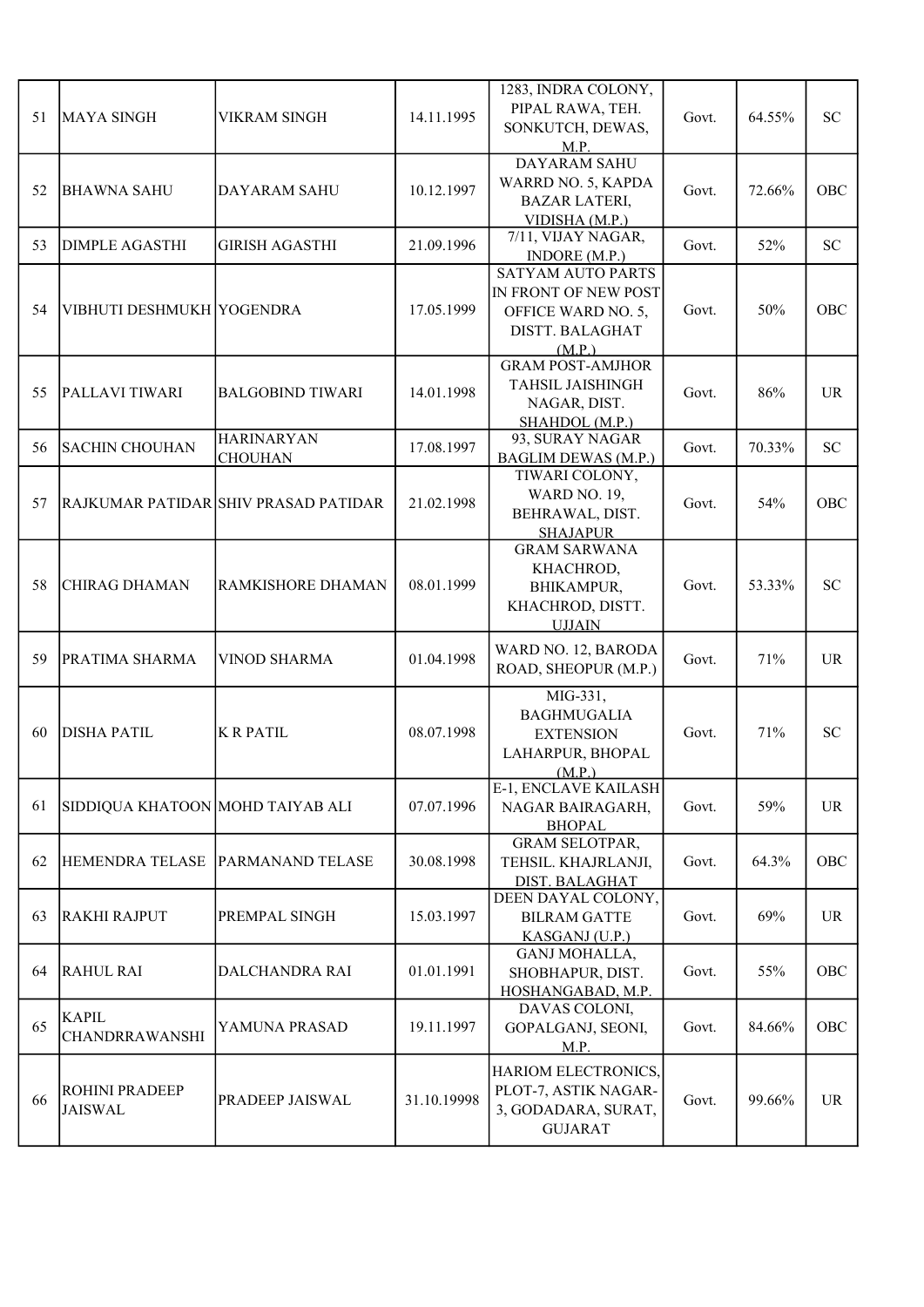| 51 | MAYA SINGH | VIKRAM SINGH | 14.11.1995 | 1283, INDRA COLONY, PIPAL RAWA, TEH. SONKUTCH, DEWAS, M.P. | Govt. | 64.55% | SC |
|---|---|---|---|---|---|---|---|
| 52 | BHAWNA SAHU | DAYARAM SAHU | 10.12.1997 | DAYARAM SAHU WARRD NO. 5, KAPDA BAZAR LATERI, VIDISHA (M.P.) | Govt. | 72.66% | OBC |
| 53 | DIMPLE AGASTHI | GIRISH AGASTHI | 21.09.1996 | 7/11, VIJAY NAGAR, INDORE (M.P.) | Govt. | 52% | SC |
| 54 | VIBHUTI DESHMUKH | YOGENDRA | 17.05.1999 | SATYAM AUTO PARTS IN FRONT OF NEW POST OFFICE WARD NO. 5, DISTT. BALAGHAT (M.P.) | Govt. | 50% | OBC |
| 55 | PALLAVI TIWARI | BALGOBIND TIWARI | 14.01.1998 | GRAM POST-AMJHOR TAHSIL JAISHINGH NAGAR, DIST. SHAHDOL (M.P.) | Govt. | 86% | UR |
| 56 | SACHIN CHOUHAN | HARINARYAN CHOUHAN | 17.08.1997 | 93, SURAY NAGAR BAGLIM DEWAS (M.P.) | Govt. | 70.33% | SC |
| 57 | RAJKUMAR PATIDAR | SHIV PRASAD PATIDAR | 21.02.1998 | TIWARI COLONY, WARD NO. 19, BEHRAWAL, DIST. SHAJAPUR | Govt. | 54% | OBC |
| 58 | CHIRAG DHAMAN | RAMKISHORE DHAMAN | 08.01.1999 | GRAM SARWANA KHACHROD, BHIKAMPUR, KHACHROD, DISTT. UJJAIN | Govt. | 53.33% | SC |
| 59 | PRATIMA SHARMA | VINOD SHARMA | 01.04.1998 | WARD NO. 12, BARODA ROAD, SHEOPUR (M.P.) | Govt. | 71% | UR |
| 60 | DISHA PATIL | K R PATIL | 08.07.1998 | MIG-331, BAGHMUGALIA EXTENSION LAHARPUR, BHOPAL (M.P.) | Govt. | 71% | SC |
| 61 | SIDDIQUA KHATOON | MOHD TAIYAB ALI | 07.07.1996 | E-1, ENCLAVE KAILASH NAGAR BAIRAGARH, BHOPAL | Govt. | 59% | UR |
| 62 | HEMENDRA TELASE | PARMANAND TELASE | 30.08.1998 | GRAM SELOTPAR, TEHSIL. KHAJRLANJI, DIST. BALAGHAT | Govt. | 64.3% | OBC |
| 63 | RAKHI RAJPUT | PREMPAL SINGH | 15.03.1997 | DEEN DAYAL COLONY, BILRAM GATTE KASGANJ (U.P.) | Govt. | 69% | UR |
| 64 | RAHUL RAI | DALCHANDRA RAI | 01.01.1991 | GANJ MOHALLA, SHOBHAPUR, DIST. HOSHANGABAD, M.P. | Govt. | 55% | OBC |
| 65 | KAPIL CHANDRRAWANSHI | YAMUNA PRASAD | 19.11.1997 | DAVAS COLONI, GOPALGANJ, SEONI, M.P. | Govt. | 84.66% | OBC |
| 66 | ROHINI PRADEEP JAISWAL | PRADEEP JAISWAL | 31.10.19998 | HARIOM ELECTRONICS, PLOT-7, ASTIK NAGAR-3, GODADARA, SURAT, GUJARAT | Govt. | 99.66% | UR |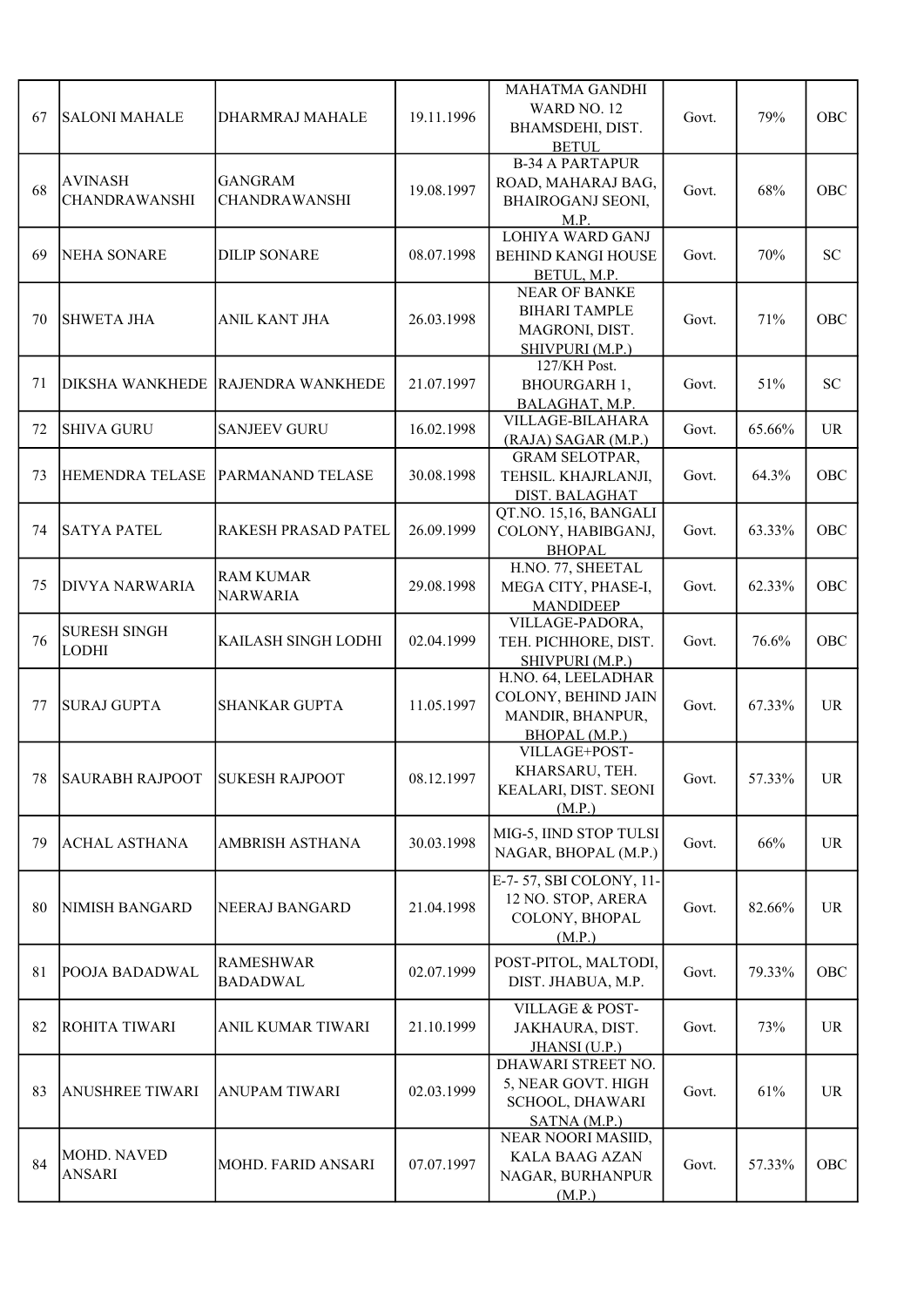| 67 | SALONI MAHALE | DHARMRAJ MAHALE | 19.11.1996 | MAHATMA GANDHI WARD NO. 12 BHAMSDEHI, DIST. BETUL | Govt. | 79% | OBC |
|---|---|---|---|---|---|---|---|
| 68 | AVINASH CHANDRAWANSHI | GANGRAM CHANDRAWANSHI | 19.08.1997 | B-34 A PARTAPUR ROAD, MAHARAJ BAG, BHAIROGANJ SEONI, M.P. | Govt. | 68% | OBC |
| 69 | NEHA SONARE | DILIP SONARE | 08.07.1998 | LOHIYA WARD GANJ BEHIND KANGI HOUSE BETUL, M.P. | Govt. | 70% | SC |
| 70 | SHWETA JHA | ANIL KANT JHA | 26.03.1998 | NEAR OF BANKE BIHARI TAMPLE MAGRONI, DIST. SHIVPURI (M.P.) | Govt. | 71% | OBC |
| 71 | DIKSHA WANKHEDE | RAJENDRA WANKHEDE | 21.07.1997 | 127/KH Post. BHOURGARH 1, BALAGHAT, M.P. | Govt. | 51% | SC |
| 72 | SHIVA GURU | SANJEEV GURU | 16.02.1998 | VILLAGE-BILAHARA (RAJA) SAGAR (M.P.) | Govt. | 65.66% | UR |
| 73 | HEMENDRA TELASE | PARMANAND TELASE | 30.08.1998 | GRAM SELOTPAR, TEHSIL. KHAJRLANJI, DIST. BALAGHAT | Govt. | 64.3% | OBC |
| 74 | SATYA PATEL | RAKESH PRASAD PATEL | 26.09.1999 | QT.NO. 15,16, BANGALI COLONY, HABIBGANJ, BHOPAL | Govt. | 63.33% | OBC |
| 75 | DIVYA NARWARIA | RAM KUMAR NARWARIA | 29.08.1998 | H.NO. 77, SHEETAL MEGA CITY, PHASE-I, MANDIDEEP | Govt. | 62.33% | OBC |
| 76 | SURESH SINGH LODHI | KAILASH SINGH LODHI | 02.04.1999 | VILLAGE-PADORA, TEH. PICHHORE, DIST. SHIVPURI (M.P.) | Govt. | 76.6% | OBC |
| 77 | SURAJ GUPTA | SHANKAR GUPTA | 11.05.1997 | H.NO. 64, LEELADHAR COLONY, BEHIND JAIN MANDIR, BHANPUR, BHOPAL (M.P.) | Govt. | 67.33% | UR |
| 78 | SAURABH RAJPOOT | SUKESH RAJPOOT | 08.12.1997 | VILLAGE+POST-KHARSARU, TEH. KEALARI, DIST. SEONI (M.P.) | Govt. | 57.33% | UR |
| 79 | ACHAL ASTHANA | AMBRISH ASTHANA | 30.03.1998 | MIG-5, IIND STOP TULSI NAGAR, BHOPAL (M.P.) | Govt. | 66% | UR |
| 80 | NIMISH BANGARD | NEERAJ BANGARD | 21.04.1998 | E-7- 57, SBI COLONY, 11-12 NO. STOP, ARERA COLONY, BHOPAL (M.P.) | Govt. | 82.66% | UR |
| 81 | POOJA BADADWAL | RAMESHWAR BADADWAL | 02.07.1999 | POST-PITOL, MALTODI, DIST. JHABUA, M.P. | Govt. | 79.33% | OBC |
| 82 | ROHITA TIWARI | ANIL KUMAR TIWARI | 21.10.1999 | VILLAGE & POST-JAKHAURA, DIST. JHANSI (U.P.) | Govt. | 73% | UR |
| 83 | ANUSHREE TIWARI | ANUPAM TIWARI | 02.03.1999 | DHAWARI STREET NO. 5, NEAR GOVT. HIGH SCHOOL, DHAWARI SATNA (M.P.) | Govt. | 61% | UR |
| 84 | MOHD. NAVED ANSARI | MOHD. FARID ANSARI | 07.07.1997 | NEAR NOORI MASJID, KALA BAAG AZAN NAGAR, BURHANPUR (M.P.) | Govt. | 57.33% | OBC |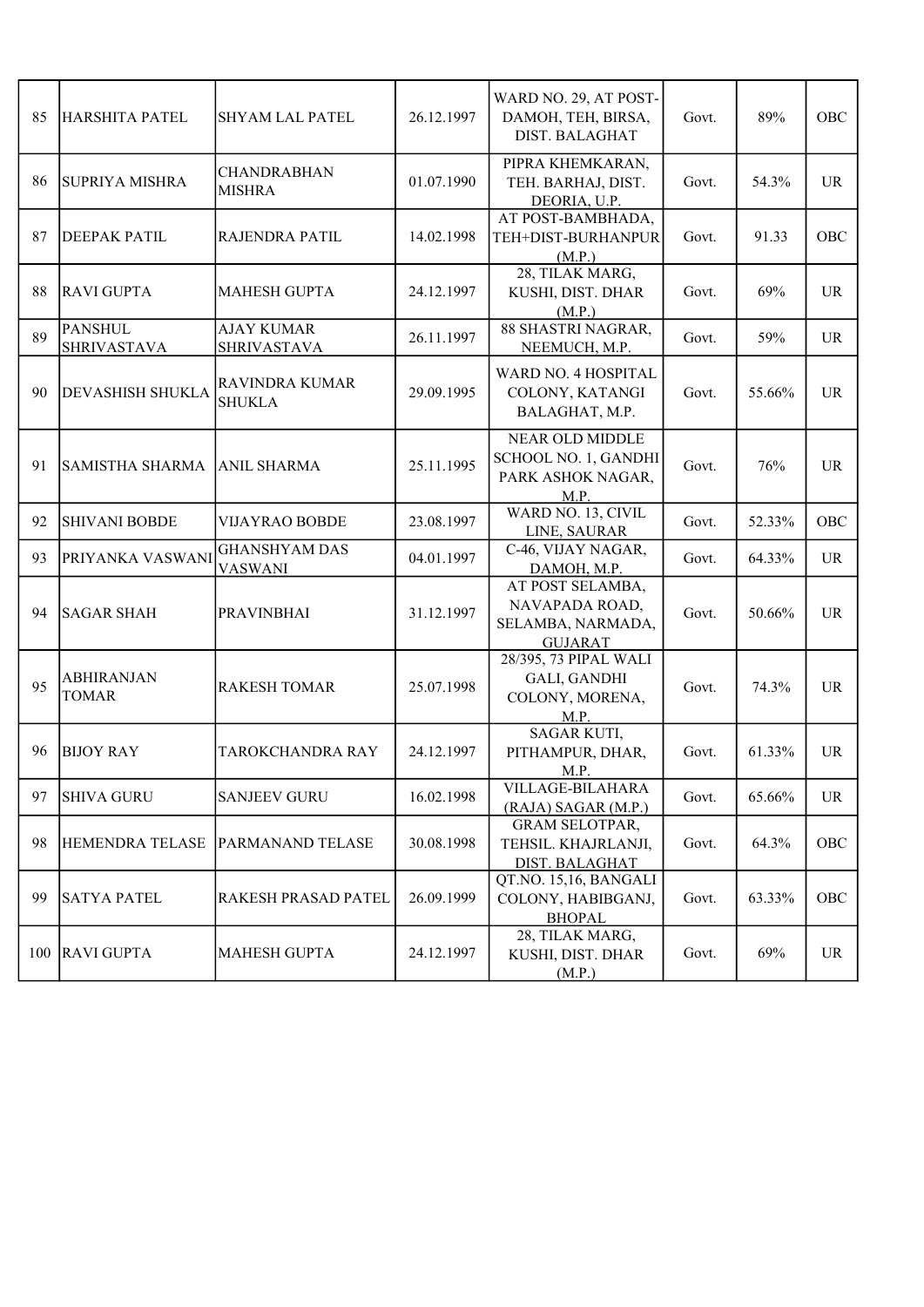| | | | | | | | |
|---|---|---|---|---|---|---|---|
| 85 | HARSHITA PATEL | SHYAM LAL PATEL | 26.12.1997 | WARD NO. 29, AT POST-DAMOH, TEH, BIRSA, DIST. BALAGHAT | Govt. | 89% | OBC |
| 86 | SUPRIYA MISHRA | CHANDRABHAN MISHRA | 01.07.1990 | PIPRA KHEMKARAN, TEH. BARHAJ, DIST. DEORIA, U.P. | Govt. | 54.3% | UR |
| 87 | DEEPAK PATIL | RAJENDRA PATIL | 14.02.1998 | AT POST-BAMBHADA, TEH+DIST-BURHANPUR (M.P.) | Govt. | 91.33 | OBC |
| 88 | RAVI GUPTA | MAHESH GUPTA | 24.12.1997 | 28, TILAK MARG, KUSHI, DIST. DHAR (M.P.) | Govt. | 69% | UR |
| 89 | PANSHUL SHRIVASTAVA | AJAY KUMAR SHRIVASTAVA | 26.11.1997 | 88 SHASTRI NAGRAR, NEEMUCH, M.P. | Govt. | 59% | UR |
| 90 | DEVASHISH SHUKLA | RAVINDRA KUMAR SHUKLA | 29.09.1995 | WARD NO. 4 HOSPITAL COLONY, KATANGI BALAGHAT, M.P. | Govt. | 55.66% | UR |
| 91 | SAMISTHA SHARMA | ANIL SHARMA | 25.11.1995 | NEAR OLD MIDDLE SCHOOL NO. 1, GANDHI PARK ASHOK NAGAR, M.P. | Govt. | 76% | UR |
| 92 | SHIVANI BOBDE | VIJAYRAO BOBDE | 23.08.1997 | WARD NO. 13, CIVIL LINE, SAURAR | Govt. | 52.33% | OBC |
| 93 | PRIYANKA VASWANI | GHANSHYAM DAS VASWANI | 04.01.1997 | C-46, VIJAY NAGAR, DAMOH, M.P. | Govt. | 64.33% | UR |
| 94 | SAGAR SHAH | PRAVINBHAI | 31.12.1997 | AT POST SELAMBA, NAVAPADA ROAD, SELAMBA, NARMADA, GUJARAT | Govt. | 50.66% | UR |
| 95 | ABHIRANJAN TOMAR | RAKESH TOMAR | 25.07.1998 | 28/395, 73 PIPAL WALI GALI, GANDHI COLONY, MORENA, M.P. | Govt. | 74.3% | UR |
| 96 | BIJOY RAY | TAROKCHANDRA RAY | 24.12.1997 | SAGAR KUTI, PITHAMPUR, DHAR, M.P. | Govt. | 61.33% | UR |
| 97 | SHIVA GURU | SANJEEV GURU | 16.02.1998 | VILLAGE-BILAHARA (RAJA) SAGAR (M.P.) | Govt. | 65.66% | UR |
| 98 | HEMENDRA TELASE | PARMANAND TELASE | 30.08.1998 | GRAM SELOTPAR, TEHSIL. KHAJRLANJI, DIST. BALAGHAT | Govt. | 64.3% | OBC |
| 99 | SATYA PATEL | RAKESH PRASAD PATEL | 26.09.1999 | QT.NO. 15,16, BANGALI COLONY, HABIBGANJ, BHOPAL | Govt. | 63.33% | OBC |
| 100 | RAVI GUPTA | MAHESH GUPTA | 24.12.1997 | 28, TILAK MARG, KUSHI, DIST. DHAR (M.P.) | Govt. | 69% | UR |